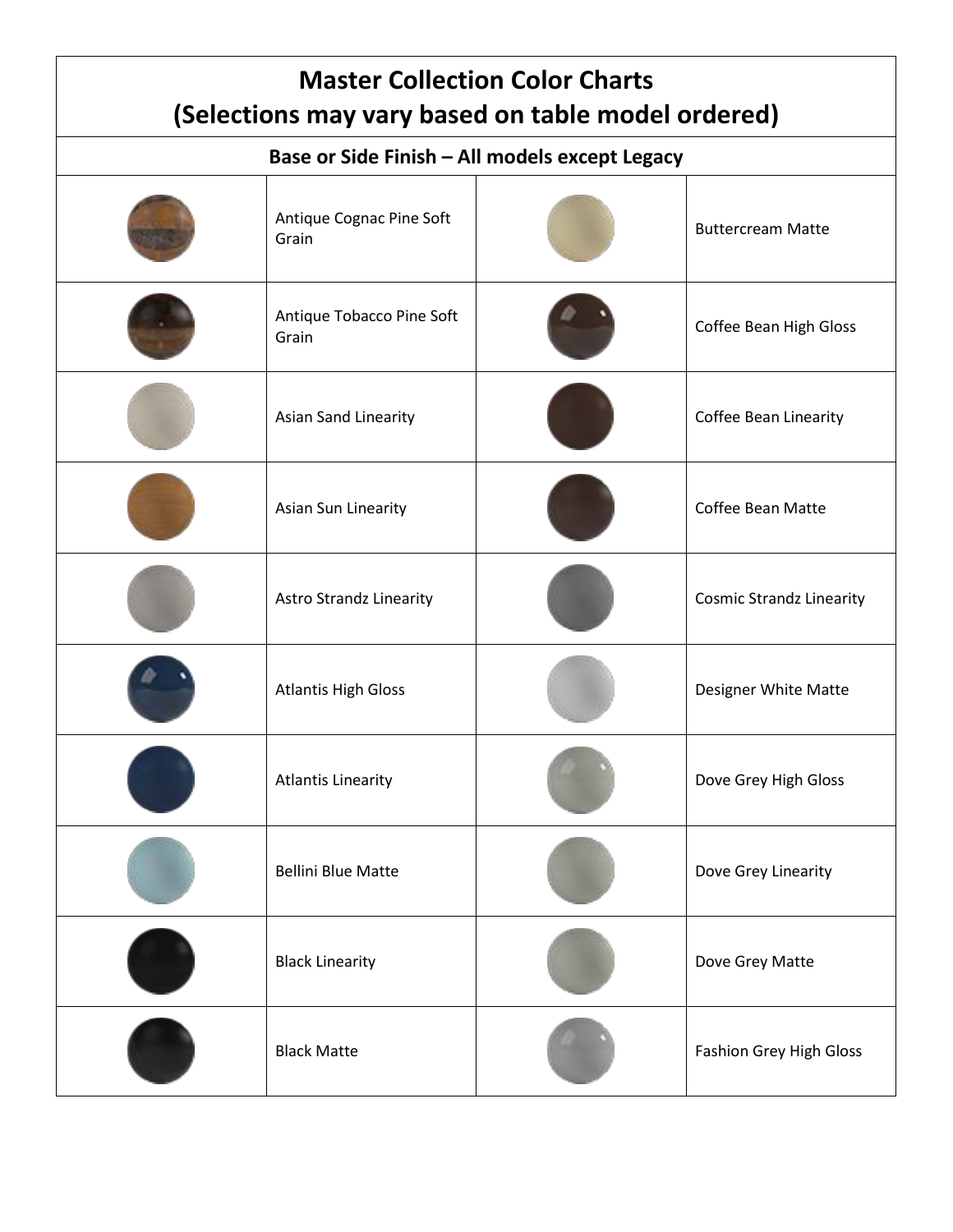# Master Collection Color Charts
# (Selections may vary based on table model ordered)

## Base or Side Finish – All models except Legacy

| | | | |
|---|---|---|---|
| | Antique Cognac Pine Soft Grain | | Buttercream Matte |
| | Antique Tobacco Pine Soft Grain | | Coffee Bean High Gloss |
| | Asian Sand Linearity | | Coffee Bean Linearity |
| | Asian Sun Linearity | | Coffee Bean Matte |
| | Astro Strandz Linearity | | Cosmic Strandz Linearity |
| | Atlantis High Gloss | | Designer White Matte |
| | Atlantis Linearity | | Dove Grey High Gloss |
| | Bellini Blue Matte | | Dove Grey Linearity |
| | Black Linearity | | Dove Grey Matte |
| | Black Matte | | Fashion Grey High Gloss |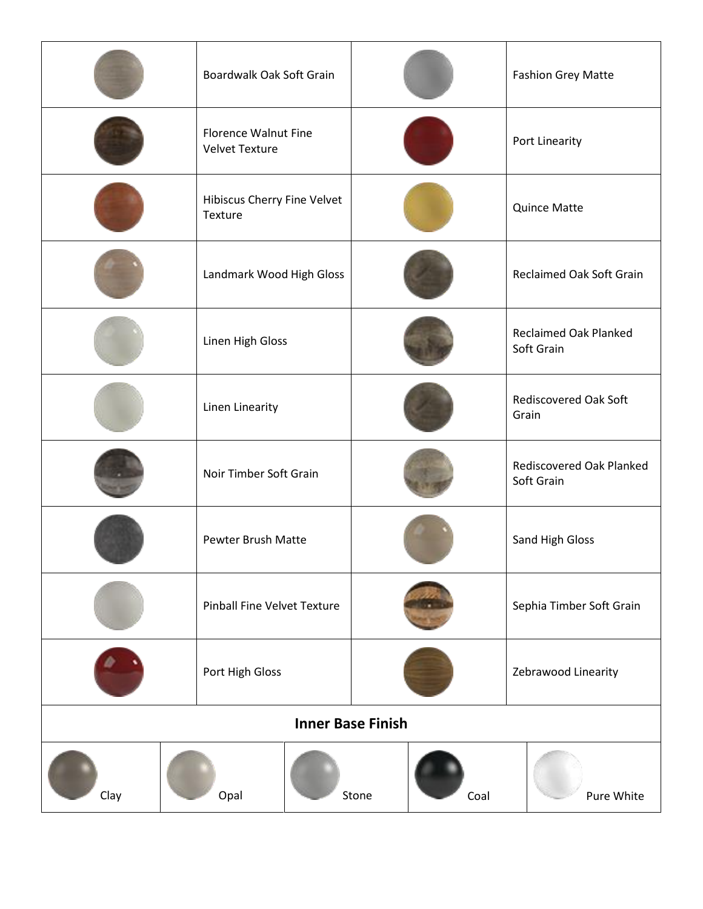| | | | |
|---|---|---|---|
| | Boardwalk Oak Soft Grain | | Fashion Grey Matte |
| | Florence Walnut Fine Velvet Texture | | Port Linearity |
| | Hibiscus Cherry Fine Velvet Texture | | Quince Matte |
| | Landmark Wood High Gloss | | Reclaimed Oak Soft Grain |
| | Linen High Gloss | | Reclaimed Oak Planked Soft Grain |
| | Linen Linearity | | Rediscovered Oak Soft Grain |
| | Noir Timber Soft Grain | | Rediscovered Oak Planked Soft Grain |
| | Pewter Brush Matte | | Sand High Gloss |
| | Pinball Fine Velvet Texture | | Sephia Timber Soft Grain |
| | Port High Gloss | | Zebrawood Linearity |

**Inner Base Finish**

| Clay | Opal | Stone | Coal | Pure White |
|---|---|---|---|---|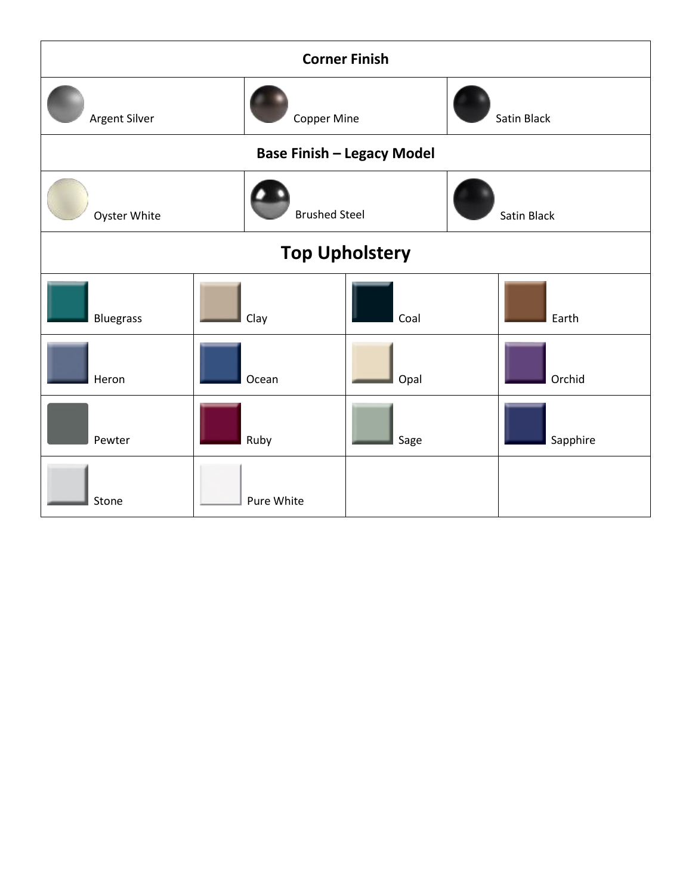## Corner Finish

| | | |
|---|---|---|
| Argent Silver | Copper Mine | Satin Black |

## Base Finish – Legacy Model

| | | |
|---|---|---|
| Oyster White | Brushed Steel | Satin Black |

## Top Upholstery

| | | | |
|---|---|---|---|
| Bluegrass | Clay | Coal | Earth |
| Heron | Ocean | Opal | Orchid |
| Pewter | Ruby | Sage | Sapphire |
| Stone | Pure White | | |